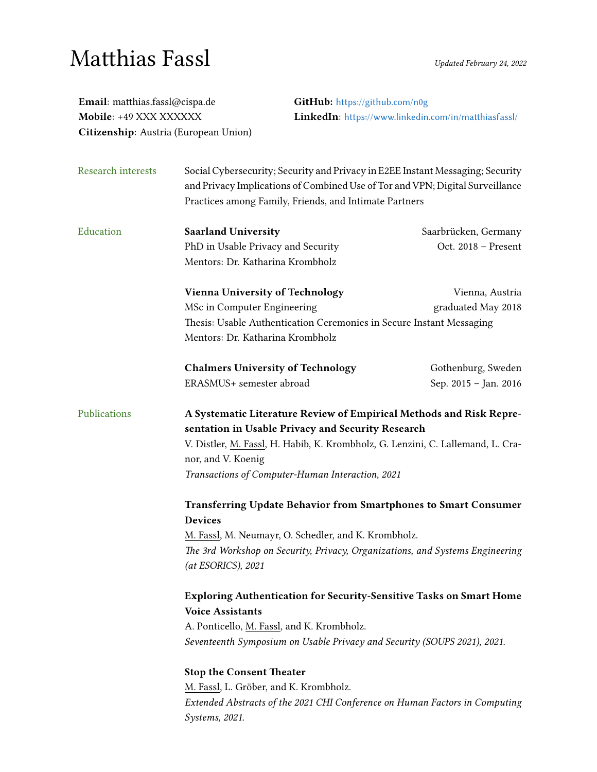# Matthias Fassl

*Updated February 24, 2022*

**Email**: matthias.fassl@cispa.de
**Mobile**: +49 XXX XXXXXX
**Citizenship**: Austria (European Union)

**GitHub:** https://github.com/n0g
**LinkedIn**: https://www.linkedin.com/in/matthiasfassl/

## Research interests

Social Cybersecurity; Security and Privacy in E2EE Instant Messaging; Security and Privacy Implications of Combined Use of Tor and VPN; Digital Surveillance Practices among Family, Friends, and Intimate Partners

## Education

**Saarland University** — Saarbrücken, Germany
PhD in Usable Privacy and Security — Oct. 2018 – Present
Mentors: Dr. Katharina Krombholz

**Vienna University of Technology** — Vienna, Austria
MSc in Computer Engineering — graduated May 2018
Thesis: Usable Authentication Ceremonies in Secure Instant Messaging
Mentors: Dr. Katharina Krombholz

**Chalmers University of Technology** — Gothenburg, Sweden
ERASMUS+ semester abroad — Sep. 2015 – Jan. 2016

## Publications

**A Systematic Literature Review of Empirical Methods and Risk Representation in Usable Privacy and Security Research**
V. Distler, M. Fassl, H. Habib, K. Krombholz, G. Lenzini, C. Lallemand, L. Cranor, and V. Koenig
*Transactions of Computer-Human Interaction, 2021*

**Transferring Update Behavior from Smartphones to Smart Consumer Devices**
M. Fassl, M. Neumayr, O. Schedler, and K. Krombholz.
*The 3rd Workshop on Security, Privacy, Organizations, and Systems Engineering (at ESORICS), 2021*

**Exploring Authentication for Security-Sensitive Tasks on Smart Home Voice Assistants**
A. Ponticello, M. Fassl, and K. Krombholz.
*Seventeenth Symposium on Usable Privacy and Security (SOUPS 2021), 2021.*

**Stop the Consent Theater**
M. Fassl, L. Gröber, and K. Krombholz.
*Extended Abstracts of the 2021 CHI Conference on Human Factors in Computing Systems, 2021.*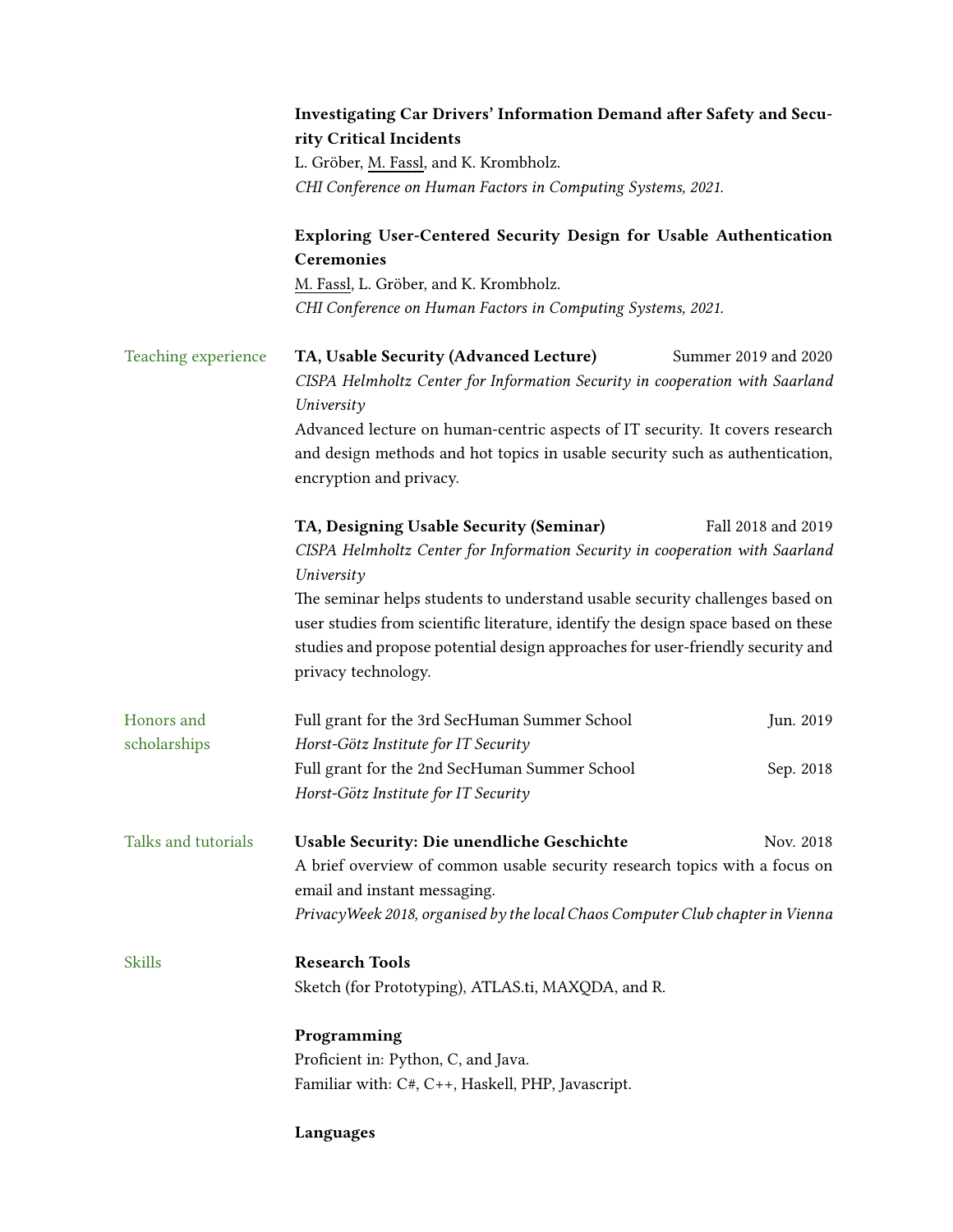**Investigating Car Drivers' Information Demand after Safety and Security Critical Incidents**
L. Gröber, M. Fassl, and K. Krombholz.
*CHI Conference on Human Factors in Computing Systems, 2021.*

**Exploring User-Centered Security Design for Usable Authentication Ceremonies**
M. Fassl, L. Gröber, and K. Krombholz.
*CHI Conference on Human Factors in Computing Systems, 2021.*

## Teaching experience

**TA, Usable Security (Advanced Lecture)** — Summer 2019 and 2020
*CISPA Helmholtz Center for Information Security in cooperation with Saarland University*
Advanced lecture on human-centric aspects of IT security. It covers research and design methods and hot topics in usable security such as authentication, encryption and privacy.

**TA, Designing Usable Security (Seminar)** — Fall 2018 and 2019
*CISPA Helmholtz Center for Information Security in cooperation with Saarland University*
The seminar helps students to understand usable security challenges based on user studies from scientific literature, identify the design space based on these studies and propose potential design approaches for user-friendly security and privacy technology.

## Honors and scholarships

Full grant for the 3rd SecHuman Summer School — Jun. 2019
*Horst-Götz Institute for IT Security*

Full grant for the 2nd SecHuman Summer School — Sep. 2018
*Horst-Götz Institute for IT Security*

## Talks and tutorials

**Usable Security: Die unendliche Geschichte** — Nov. 2018
A brief overview of common usable security research topics with a focus on email and instant messaging.
*PrivacyWeek 2018, organised by the local Chaos Computer Club chapter in Vienna*

## Skills

**Research Tools**
Sketch (for Prototyping), ATLAS.ti, MAXQDA, and R.

**Programming**
Proficient in: Python, C, and Java.
Familiar with: C#, C++, Haskell, PHP, Javascript.

**Languages**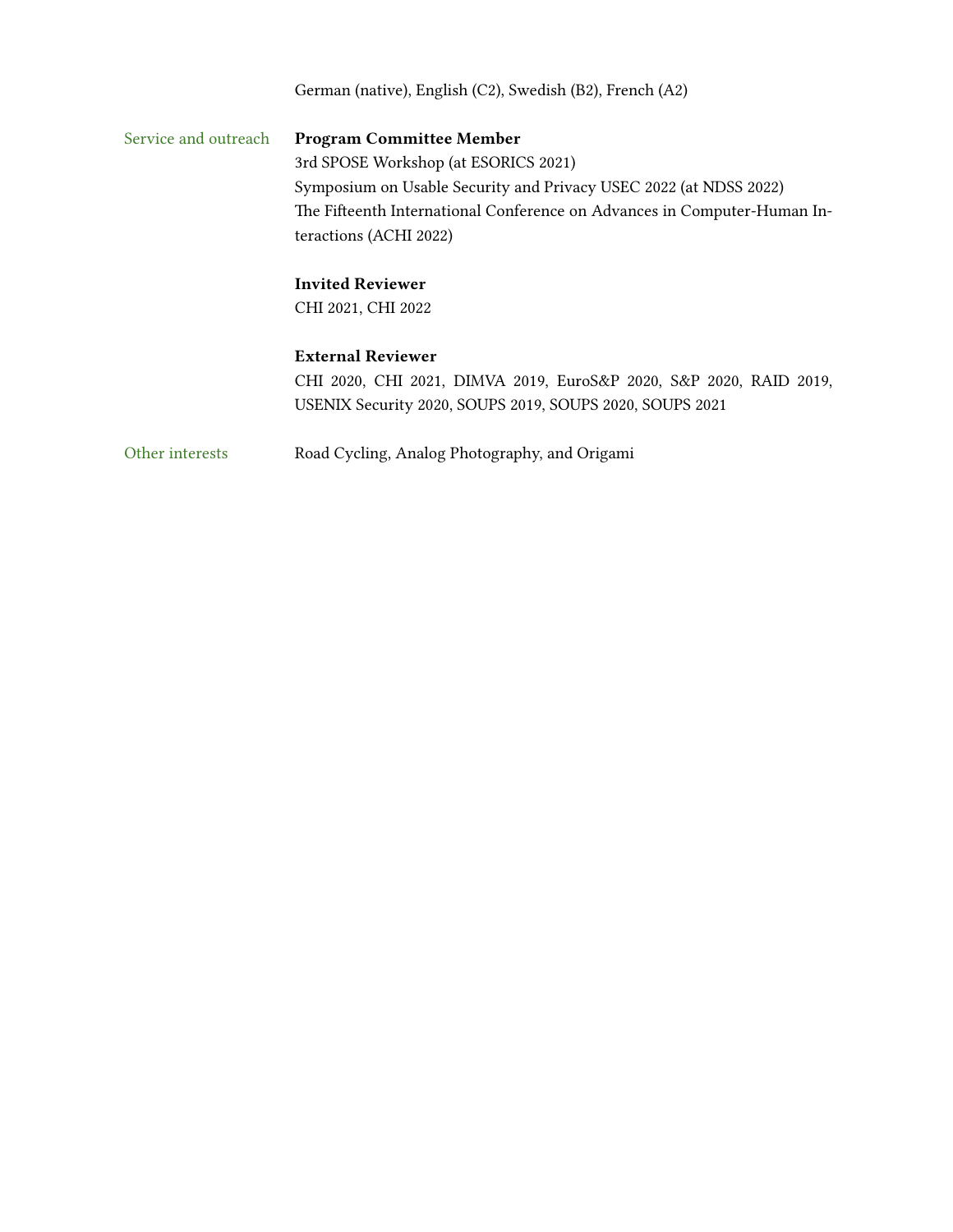German (native), English (C2), Swedish (B2), French (A2)

## Service and outreach

**Program Committee Member**
3rd SPOSE Workshop (at ESORICS 2021)
Symposium on Usable Security and Privacy USEC 2022 (at NDSS 2022)
The Fifteenth International Conference on Advances in Computer-Human Interactions (ACHI 2022)

**Invited Reviewer**
CHI 2021, CHI 2022

**External Reviewer**
CHI 2020, CHI 2021, DIMVA 2019, EuroS&P 2020, S&P 2020, RAID 2019, USENIX Security 2020, SOUPS 2019, SOUPS 2020, SOUPS 2021

## Other interests

Road Cycling, Analog Photography, and Origami